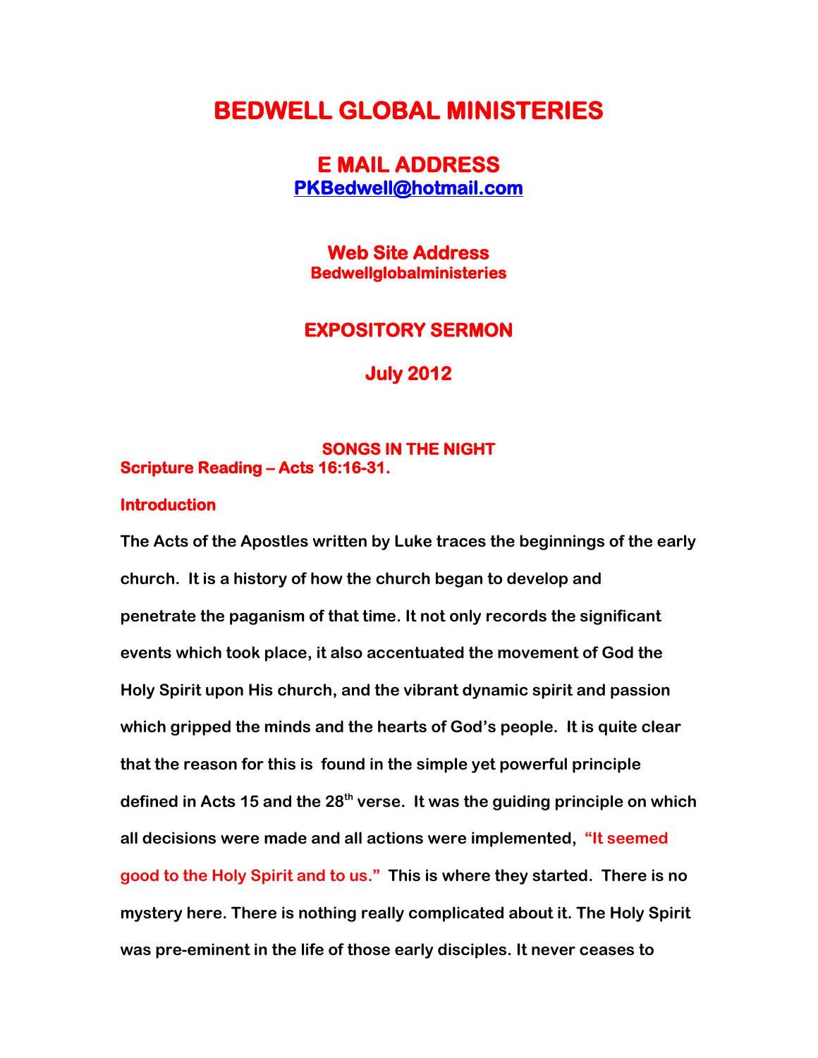# BEDWELL GLOBAL MINISTERIES

## E MAIL ADDRESS

**PKBedwell@hotmail.com**

### Web Site Address

**Bedwellglobalministeries**

## EXPOSITORY SERMON

## July 2012

### SONGS IN THE NIGHT

**Scripture Reading – Acts 16:16-31.**

**Introduction**

**The Acts of the Apostles written by Luke traces the beginnings of the early church. It is a history of how the church began to develop and penetrate the paganism of that time. It not only records the significant events which took place, it also accentuated the movement of God the Holy Spirit upon His church, and the vibrant dynamic spirit and passion which gripped the minds and the hearts of God's people. It is quite clear that the reason for this is found in the simple yet powerful principle defined in Acts 15 and the 28th verse. It was the guiding principle on which all decisions were made and all actions were implemented, "It seemed good to the Holy Spirit and to us." This is where they started. There is no mystery here. There is nothing really complicated about it. The Holy Spirit was pre-eminent in the life of those early disciples. It never ceases to**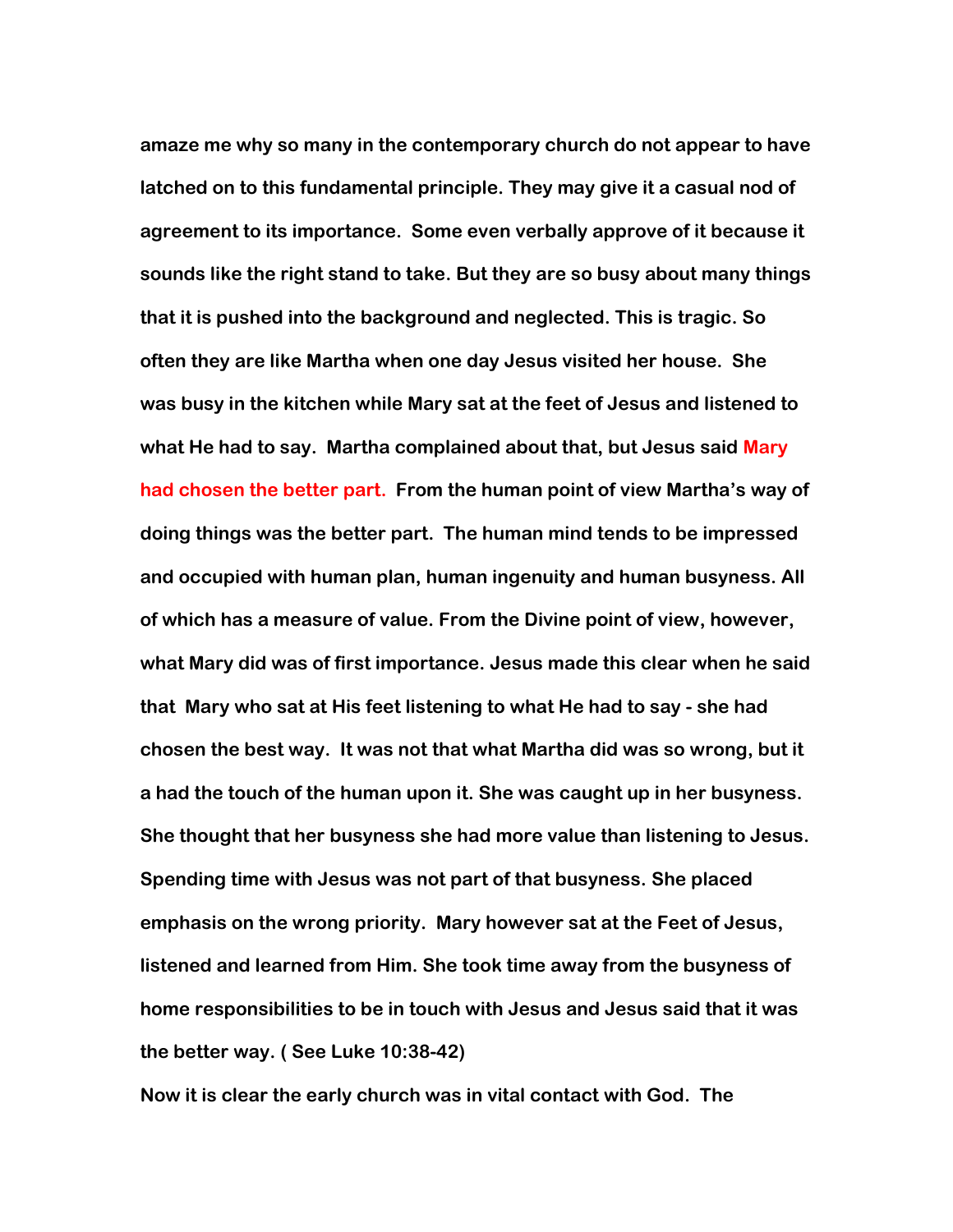**amaze me why so many in the contemporary church do not appear to have latched on to this fundamental principle. They may give it a casual nod of agreement to its importance. Some even verbally approve of it because it sounds like the right stand to take. But they are so busy about many things that it is pushed into the background and neglected. This is tragic. So often they are like Martha when one day Jesus visited her house. She was busy in the kitchen while Mary sat at the feet of Jesus and listened to what He had to say. Martha complained about that, but Jesus said Mary had chosen the better part. From the human point of view Martha's way of doing things was the better part. The human mind tends to be impressed and occupied with human plan, human ingenuity and human busyness. All of which has a measure of value. From the Divine point of view, however, what Mary did was of first importance. Jesus made this clear when he said that Mary who sat at His feet listening to what He had to say - she had chosen the best way. It was not that what Martha did was so wrong, but it a had the touch of the human upon it. She was caught up in her busyness. She thought that her busyness she had more value than listening to Jesus. Spending time with Jesus was not part of that busyness. She placed emphasis on the wrong priority. Mary however sat at the Feet of Jesus, listened and learned from Him. She took time away from the busyness of home responsibilities to be in touch with Jesus and Jesus said that it was the better way. ( See Luke 10:38-42)**

**Now it is clear the early church was in vital contact with God. The**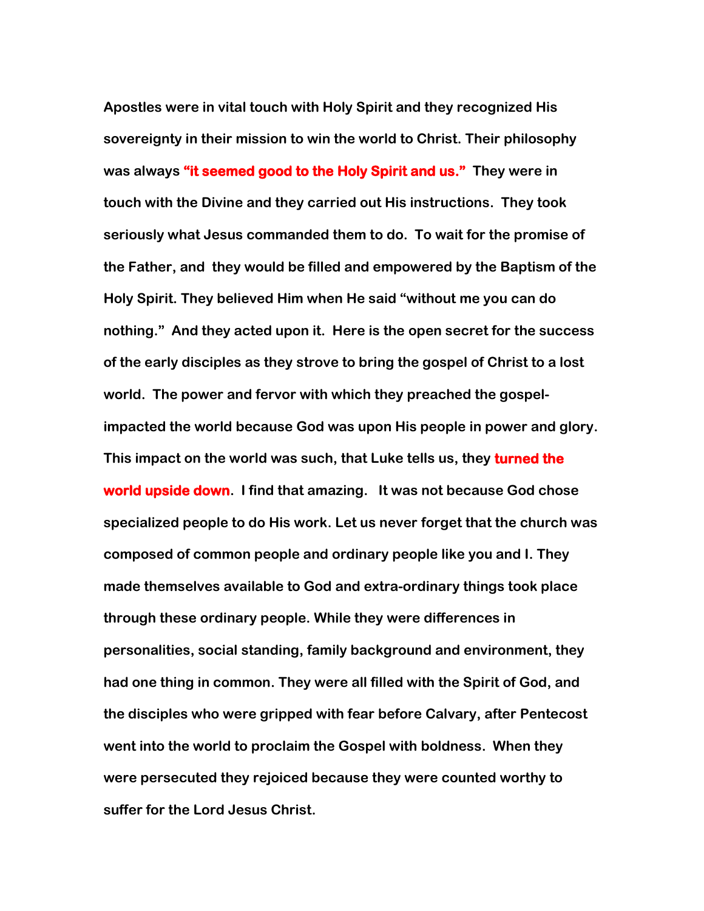**Apostles were in vital touch with Holy Spirit and they recognized His sovereignty in their mission to win the world to Christ. Their philosophy was always "it seemed good to the Holy Spirit and us." They were in touch with the Divine and they carried out His instructions. They took seriously what Jesus commanded them to do. To wait for the promise of the Father, and they would be filled and empowered by the Baptism of the Holy Spirit. They believed Him when He said "without me you can do nothing." And they acted upon it. Here is the open secret for the success of the early disciples as they strove to bring the gospel of Christ to a lost world. The power and fervor with which they preached the gospel-impacted the world because God was upon His people in power and glory. This impact on the world was such, that Luke tells us, they turned the world upside down. I find that amazing. It was not because God chose specialized people to do His work. Let us never forget that the church was composed of common people and ordinary people like you and I. They made themselves available to God and extra-ordinary things took place through these ordinary people. While they were differences in personalities, social standing, family background and environment, they had one thing in common. They were all filled with the Spirit of God, and the disciples who were gripped with fear before Calvary, after Pentecost went into the world to proclaim the Gospel with boldness. When they were persecuted they rejoiced because they were counted worthy to suffer for the Lord Jesus Christ.**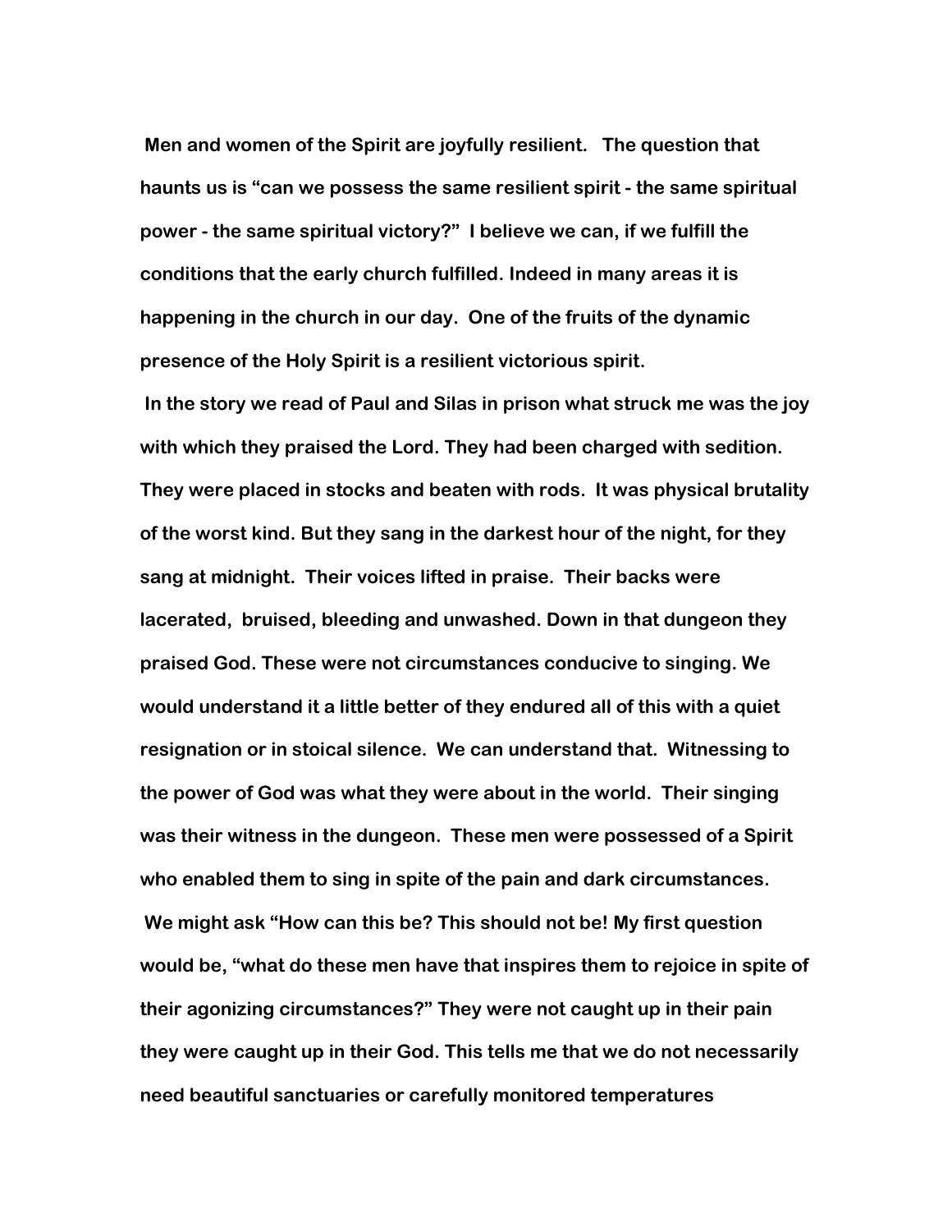**Men and women of the Spirit are joyfully resilient. The question that haunts us is "can we possess the same resilient spirit - the same spiritual power - the same spiritual victory?" I believe we can, if we fulfill the conditions that the early church fulfilled. Indeed in many areas it is happening in the church in our day. One of the fruits of the dynamic presence of the Holy Spirit is a resilient victorious spirit.**

**In the story we read of Paul and Silas in prison what struck me was the joy with which they praised the Lord. They had been charged with sedition. They were placed in stocks and beaten with rods. It was physical brutality of the worst kind. But they sang in the darkest hour of the night, for they sang at midnight. Their voices lifted in praise. Their backs were lacerated, bruised, bleeding and unwashed. Down in that dungeon they praised God. These were not circumstances conducive to singing. We would understand it a little better of they endured all of this with a quiet resignation or in stoical silence. We can understand that. Witnessing to the power of God was what they were about in the world. Their singing was their witness in the dungeon. These men were possessed of a Spirit who enabled them to sing in spite of the pain and dark circumstances.**

**We might ask "How can this be? This should not be! My first question would be, "what do these men have that inspires them to rejoice in spite of their agonizing circumstances?" They were not caught up in their pain they were caught up in their God. This tells me that we do not necessarily need beautiful sanctuaries or carefully monitored temperatures**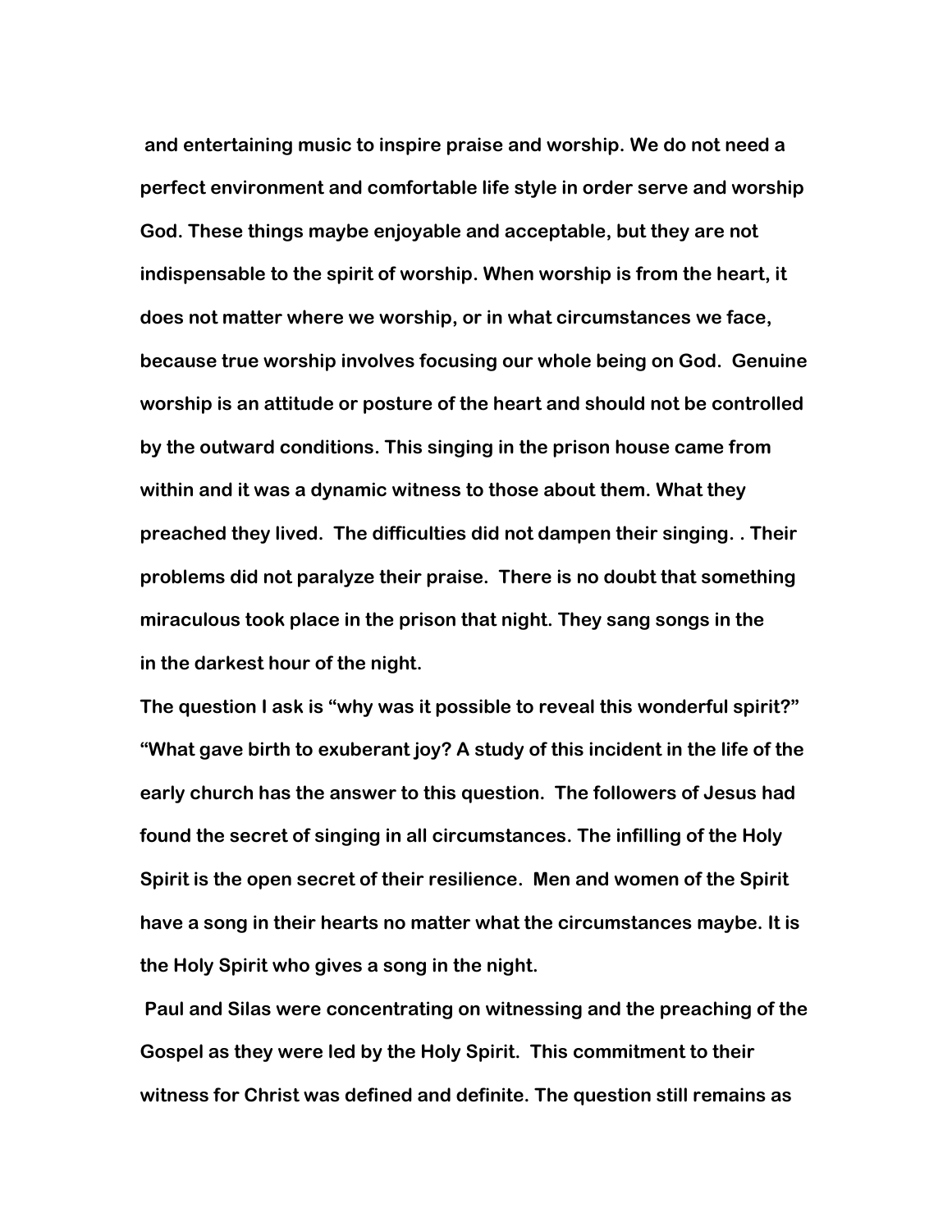and entertaining music to inspire praise and worship. We do not need a perfect environment and comfortable life style in order serve and worship God. These things maybe enjoyable and acceptable, but they are not indispensable to the spirit of worship. When worship is from the heart, it does not matter where we worship, or in what circumstances we face, because true worship involves focusing our whole being on God. Genuine worship is an attitude or posture of the heart and should not be controlled by the outward conditions. This singing in the prison house came from within and it was a dynamic witness to those about them. What they preached they lived. The difficulties did not dampen their singing. . Their problems did not paralyze their praise. There is no doubt that something miraculous took place in the prison that night. They sang songs in the in the darkest hour of the night.

The question I ask is "why was it possible to reveal this wonderful spirit?" "What gave birth to exuberant joy? A study of this incident in the life of the early church has the answer to this question. The followers of Jesus had found the secret of singing in all circumstances. The infilling of the Holy Spirit is the open secret of their resilience. Men and women of the Spirit have a song in their hearts no matter what the circumstances maybe. It is the Holy Spirit who gives a song in the night.

Paul and Silas were concentrating on witnessing and the preaching of the Gospel as they were led by the Holy Spirit. This commitment to their witness for Christ was defined and definite. The question still remains as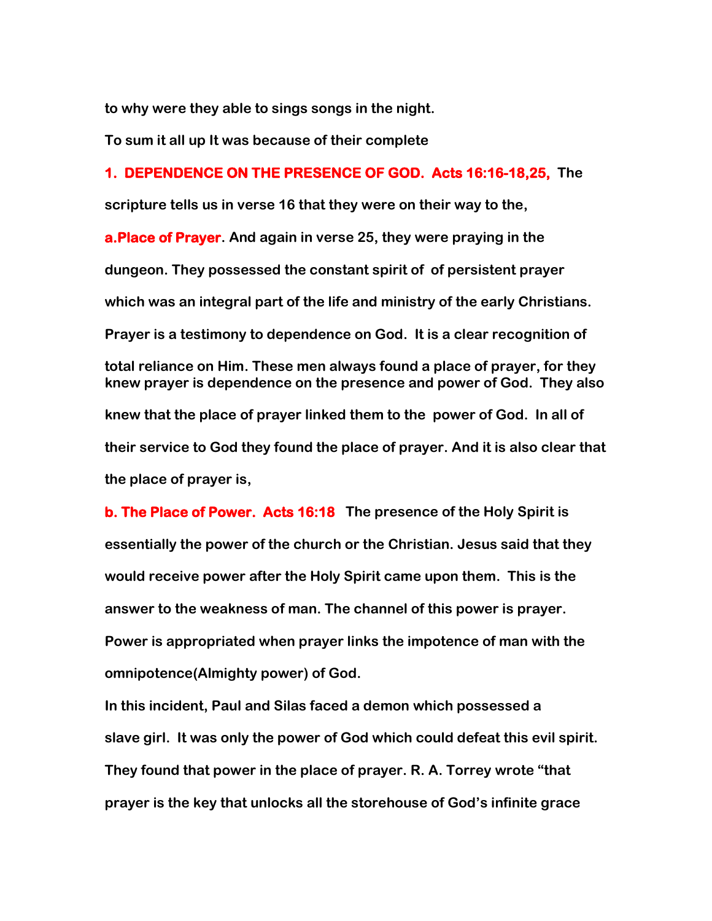**to why were they able to sings songs in the night.**

**To sum it all up It was because of their complete**

**1. DEPENDENCE ON THE PRESENCE OF GOD. Acts 16:16-18,25,** **The scripture tells us in verse 16 that they were on their way to the,**

**a.Place of Prayer. And again in verse 25, they were praying in the dungeon. They possessed the constant spirit of of persistent prayer which was an integral part of the life and ministry of the early Christians. Prayer is a testimony to dependence on God. It is a clear recognition of total reliance on Him. These men always found a place of prayer, for they knew prayer is dependence on the presence and power of God. They also knew that the place of prayer linked them to the power of God. In all of their service to God they found the place of prayer. And it is also clear that the place of prayer is,**

**b. The Place of Power. Acts 16:18** **The presence of the Holy Spirit is essentially the power of the church or the Christian. Jesus said that they would receive power after the Holy Spirit came upon them. This is the answer to the weakness of man. The channel of this power is prayer. Power is appropriated when prayer links the impotence of man with the omnipotence(Almighty power) of God.**

**In this incident, Paul and Silas faced a demon which possessed a slave girl. It was only the power of God which could defeat this evil spirit. They found that power in the place of prayer. R. A. Torrey wrote "that prayer is the key that unlocks all the storehouse of God's infinite grace**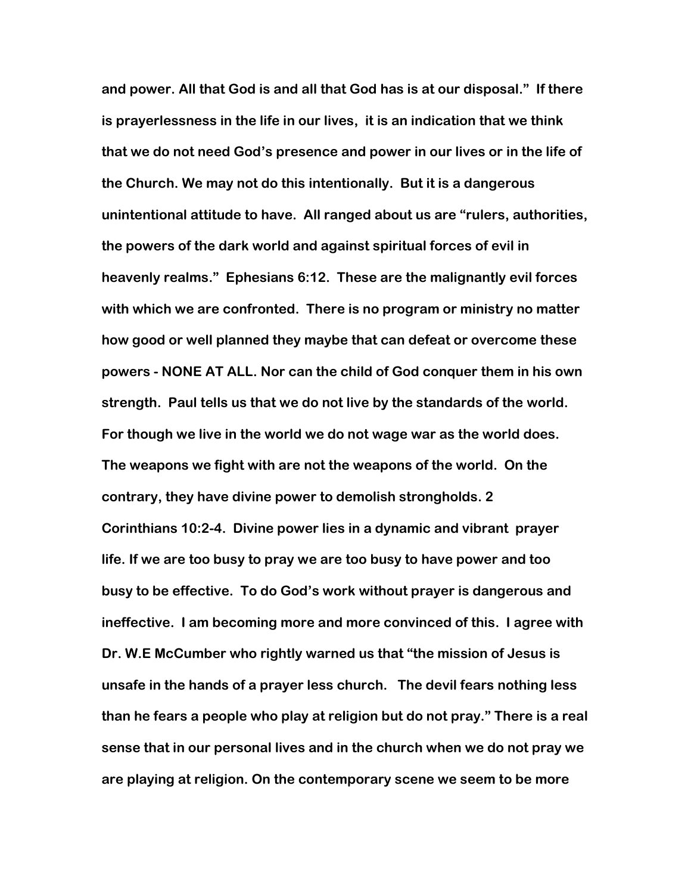**and power. All that God is and all that God has is at our disposal." If there is prayerlessness in the life in our lives, it is an indication that we think that we do not need God's presence and power in our lives or in the life of the Church. We may not do this intentionally. But it is a dangerous unintentional attitude to have. All ranged about us are "rulers, authorities, the powers of the dark world and against spiritual forces of evil in heavenly realms." Ephesians 6:12. These are the malignantly evil forces with which we are confronted. There is no program or ministry no matter how good or well planned they maybe that can defeat or overcome these powers - NONE AT ALL. Nor can the child of God conquer them in his own strength. Paul tells us that we do not live by the standards of the world. For though we live in the world we do not wage war as the world does. The weapons we fight with are not the weapons of the world. On the contrary, they have divine power to demolish strongholds. 2 Corinthians 10:2-4. Divine power lies in a dynamic and vibrant prayer life. If we are too busy to pray we are too busy to have power and too busy to be effective. To do God's work without prayer is dangerous and ineffective. I am becoming more and more convinced of this. I agree with Dr. W.E McCumber who rightly warned us that "the mission of Jesus is unsafe in the hands of a prayer less church. The devil fears nothing less than he fears a people who play at religion but do not pray." There is a real sense that in our personal lives and in the church when we do not pray we are playing at religion. On the contemporary scene we seem to be more**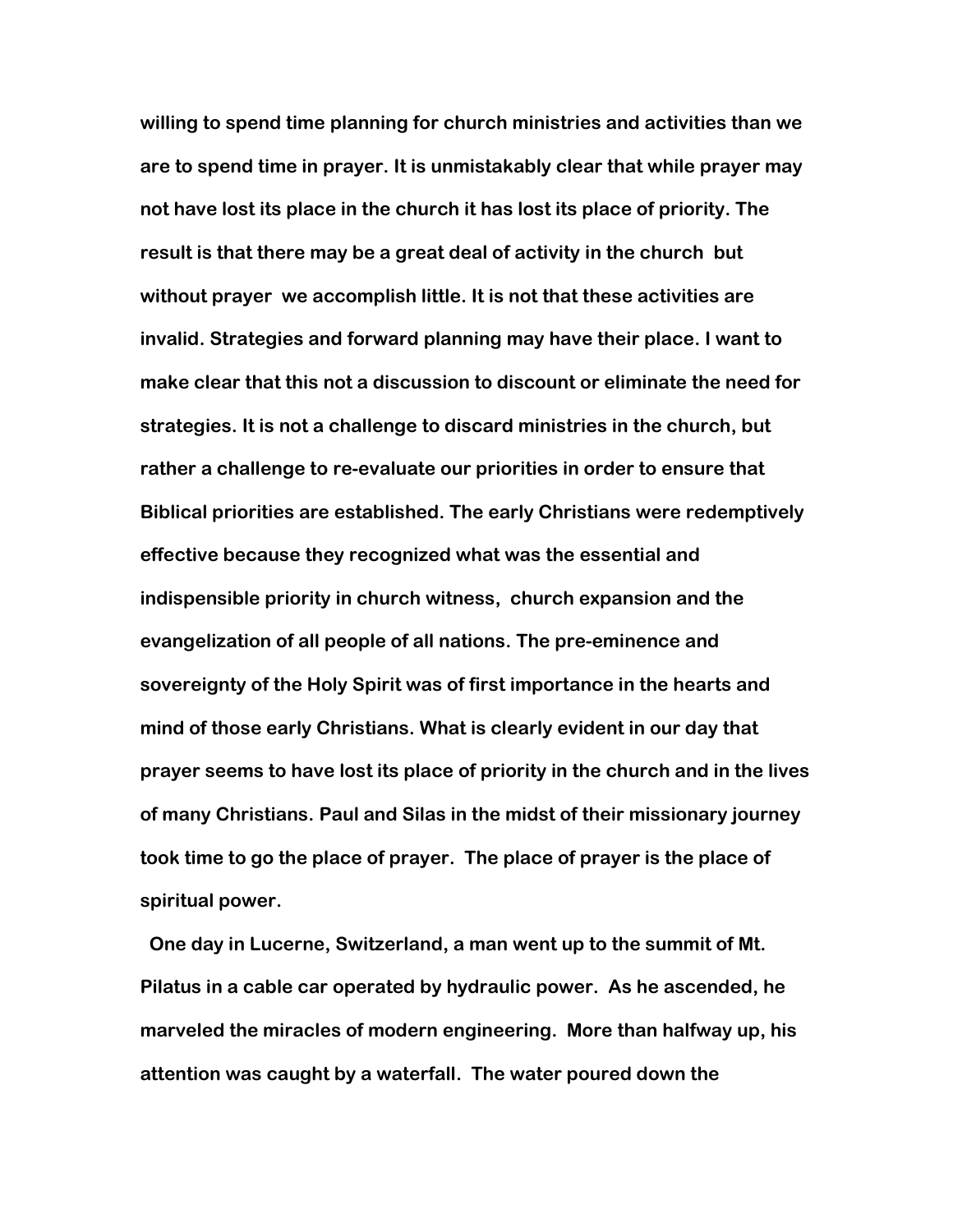willing to spend time planning for church ministries and activities than we are to spend time in prayer. It is unmistakably clear that while prayer may not have lost its place in the church it has lost its place of priority. The result is that there may be a great deal of activity in the church but without prayer we accomplish little. It is not that these activities are invalid. Strategies and forward planning may have their place. I want to make clear that this not a discussion to discount or eliminate the need for strategies. It is not a challenge to discard ministries in the church, but rather a challenge to re-evaluate our priorities in order to ensure that Biblical priorities are established. The early Christians were redemptively effective because they recognized what was the essential and indispensible priority in church witness, church expansion and the evangelization of all people of all nations. The pre-eminence and sovereignty of the Holy Spirit was of first importance in the hearts and mind of those early Christians. What is clearly evident in our day that prayer seems to have lost its place of priority in the church and in the lives of many Christians. Paul and Silas in the midst of their missionary journey took time to go the place of prayer. The place of prayer is the place of spiritual power.

One day in Lucerne, Switzerland, a man went up to the summit of Mt. Pilatus in a cable car operated by hydraulic power. As he ascended, he marveled the miracles of modern engineering. More than halfway up, his attention was caught by a waterfall. The water poured down the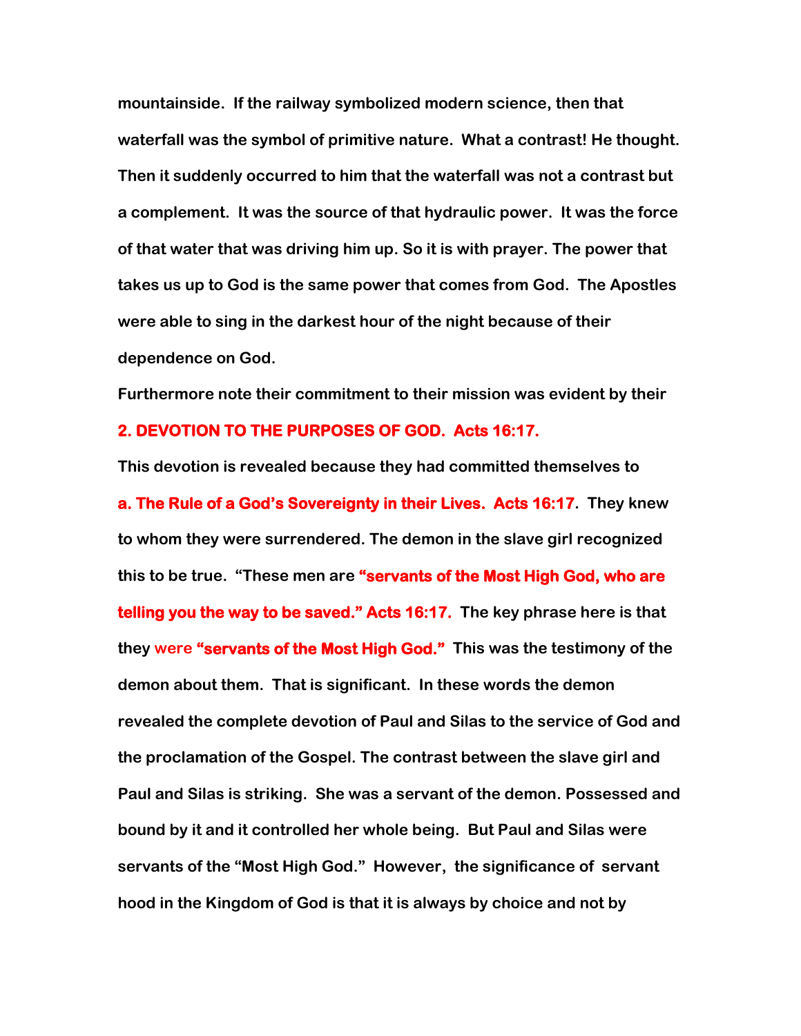mountainside. If the railway symbolized modern science, then that waterfall was the symbol of primitive nature. What a contrast! He thought. Then it suddenly occurred to him that the waterfall was not a contrast but a complement. It was the source of that hydraulic power. It was the force of that water that was driving him up. So it is with prayer. The power that takes us up to God is the same power that comes from God. The Apostles were able to sing in the darkest hour of the night because of their dependence on God.

Furthermore note their commitment to their mission was evident by their

**2. DEVOTION TO THE PURPOSES OF GOD. Acts 16:17.**

This devotion is revealed because they had committed themselves to

**a. The Rule of a God's Sovereignty in their Lives. Acts 16:17**. They knew to whom they were surrendered. The demon in the slave girl recognized this to be true. "These men are **"servants of the Most High God, who are telling you the way to be saved." Acts 16:17.** The key phrase here is that they were **"servants of the Most High God."** This was the testimony of the demon about them. That is significant. In these words the demon revealed the complete devotion of Paul and Silas to the service of God and the proclamation of the Gospel. The contrast between the slave girl and Paul and Silas is striking. She was a servant of the demon. Possessed and bound by it and it controlled her whole being. But Paul and Silas were servants of the "Most High God." However, the significance of servant hood in the Kingdom of God is that it is always by choice and not by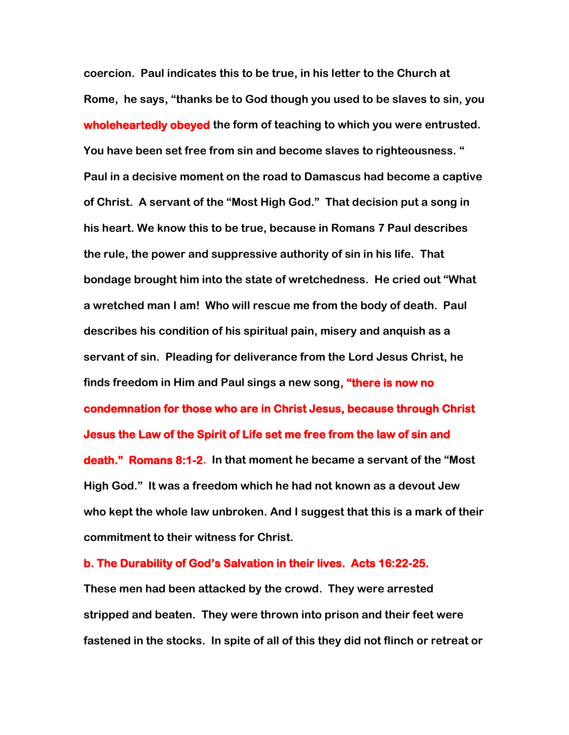coercion. Paul indicates this to be true, in his letter to the Church at Rome, he says, "thanks be to God though you used to be slaves to sin, you **wholeheartedly obeyed** the form of teaching to which you were entrusted. You have been set free from sin and become slaves to righteousness. " Paul in a decisive moment on the road to Damascus had become a captive of Christ. A servant of the "Most High God." That decision put a song in his heart. We know this to be true, because in Romans 7 Paul describes the rule, the power and suppressive authority of sin in his life. That bondage brought him into the state of wretchedness. He cried out "What a wretched man I am! Who will rescue me from the body of death. Paul describes his condition of his spiritual pain, misery and anquish as a servant of sin. Pleading for deliverance from the Lord Jesus Christ, he finds freedom in Him and Paul sings a new song**, "there is now no condemnation for those who are in Christ Jesus, because through Christ Jesus the Law of the Spirit of Life set me free from the law of sin and death." Romans 8:1-2**. In that moment he became a servant of the "Most High God." It was a freedom which he had not known as a devout Jew who kept the whole law unbroken. And I suggest that this is a mark of their commitment to their witness for Christ.

**b. The Durability of God's Salvation in their lives. Acts 16:22-25.**

These men had been attacked by the crowd. They were arrested stripped and beaten. They were thrown into prison and their feet were fastened in the stocks. In spite of all of this they did not flinch or retreat or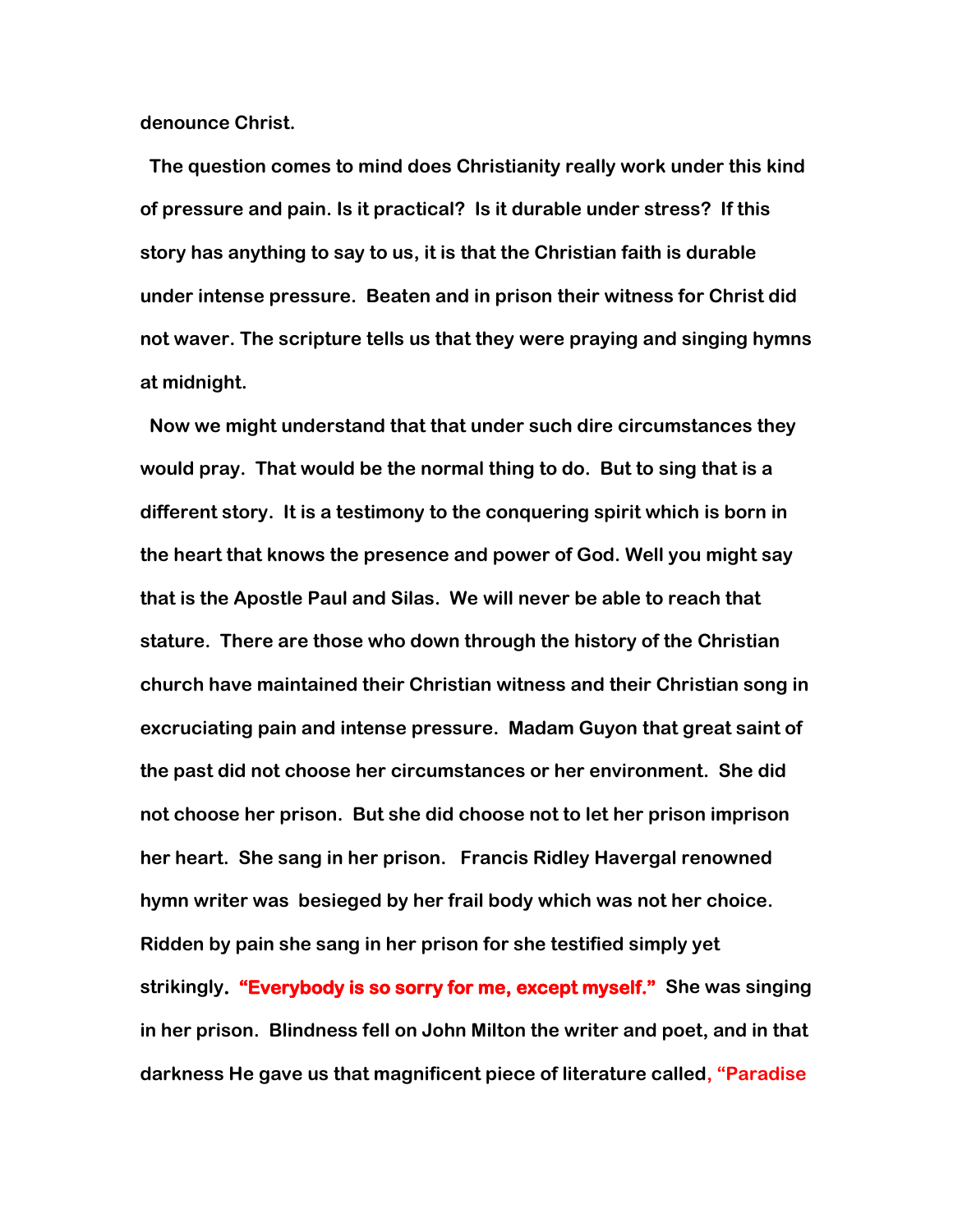**denounce Christ.**

**The question comes to mind does Christianity really work under this kind of pressure and pain. Is it practical? Is it durable under stress? If this story has anything to say to us, it is that the Christian faith is durable under intense pressure. Beaten and in prison their witness for Christ did not waver. The scripture tells us that they were praying and singing hymns at midnight.**

**Now we might understand that that under such dire circumstances they would pray. That would be the normal thing to do. But to sing that is a different story. It is a testimony to the conquering spirit which is born in the heart that knows the presence and power of God. Well you might say that is the Apostle Paul and Silas. We will never be able to reach that stature. There are those who down through the history of the Christian church have maintained their Christian witness and their Christian song in excruciating pain and intense pressure. Madam Guyon that great saint of the past did not choose her circumstances or her environment. She did not choose her prison. But she did choose not to let her prison imprison her heart. She sang in her prison. Francis Ridley Havergal renowned hymn writer was besieged by her frail body which was not her choice. Ridden by pain she sang in her prison for she testified simply yet strikingly. "Everybody is so sorry for me, except myself." She was singing in her prison. Blindness fell on John Milton the writer and poet, and in that darkness He gave us that magnificent piece of literature called, "Paradise**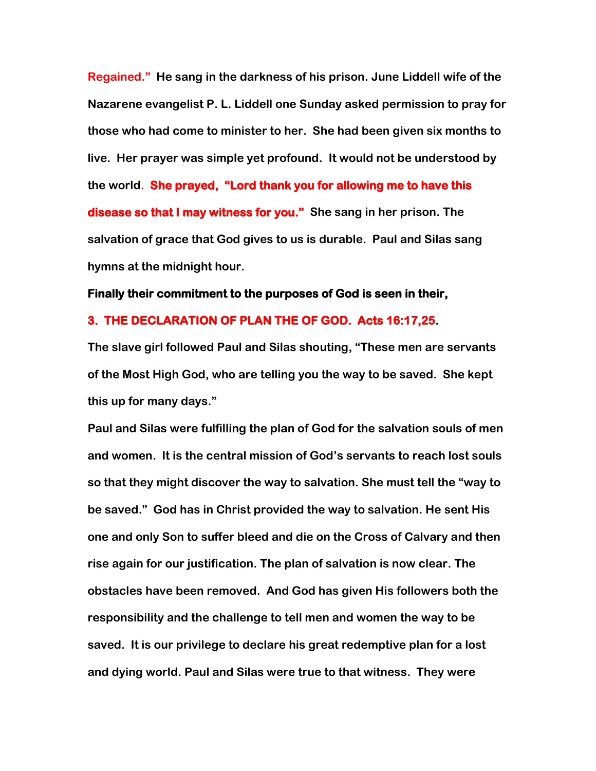**Regained."** He sang in the darkness of his prison. June Liddell wife of the Nazarene evangelist P. L. Liddell one Sunday asked permission to pray for those who had come to minister to her. She had been given six months to live. Her prayer was simple yet profound. It would not be understood by the world. **She prayed, "Lord thank you for allowing me to have this disease so that I may witness for you."** She sang in her prison. The salvation of grace that God gives to us is durable. Paul and Silas sang hymns at the midnight hour.

**Finally their commitment to the purposes of God is seen in their,**

**3. THE DECLARATION OF PLAN THE OF GOD. Acts 16:17,25.**

The slave girl followed Paul and Silas shouting, "These men are servants of the Most High God, who are telling you the way to be saved. She kept this up for many days."

Paul and Silas were fulfilling the plan of God for the salvation souls of men and women. It is the central mission of God's servants to reach lost souls so that they might discover the way to salvation. She must tell the "way to be saved." God has in Christ provided the way to salvation. He sent His one and only Son to suffer bleed and die on the Cross of Calvary and then rise again for our justification. The plan of salvation is now clear. The obstacles have been removed. And God has given His followers both the responsibility and the challenge to tell men and women the way to be saved. It is our privilege to declare his great redemptive plan for a lost and dying world. Paul and Silas were true to that witness. They were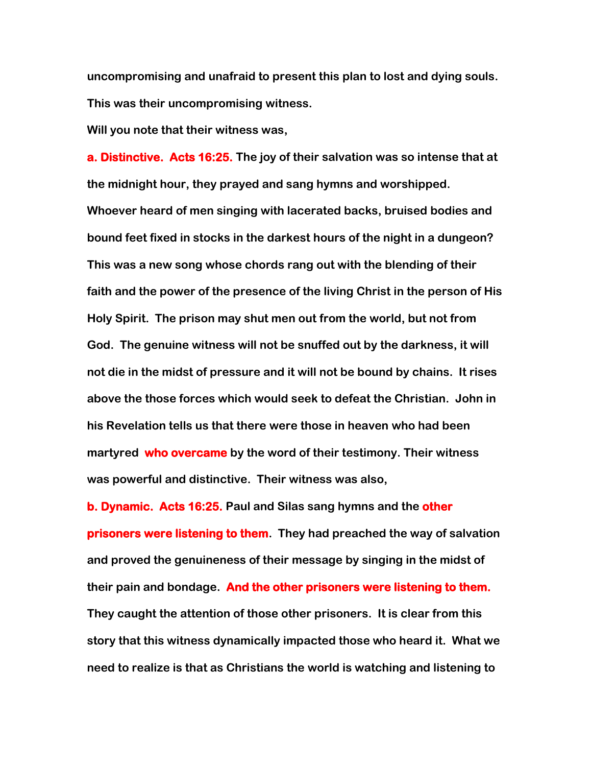**uncompromising and unafraid to present this plan to lost and dying souls. This was their uncompromising witness.**

**Will you note that their witness was,**

**a. Distinctive. Acts 16:25.** **The joy of their salvation was so intense that at the midnight hour, they prayed and sang hymns and worshipped. Whoever heard of men singing with lacerated backs, bruised bodies and bound feet fixed in stocks in the darkest hours of the night in a dungeon? This was a new song whose chords rang out with the blending of their faith and the power of the presence of the living Christ in the person of His Holy Spirit. The prison may shut men out from the world, but not from God. The genuine witness will not be snuffed out by the darkness, it will not die in the midst of pressure and it will not be bound by chains. It rises above the those forces which would seek to defeat the Christian. John in his Revelation tells us that there were those in heaven who had been martyred who overcame by the word of their testimony. Their witness was powerful and distinctive. Their witness was also,**

**b. Dynamic. Acts 16:25.** **Paul and Silas sang hymns and the other prisoners were listening to them. They had preached the way of salvation and proved the genuineness of their message by singing in the midst of their pain and bondage. And the other prisoners were listening to them. They caught the attention of those other prisoners. It is clear from this story that this witness dynamically impacted those who heard it. What we need to realize is that as Christians the world is watching and listening to**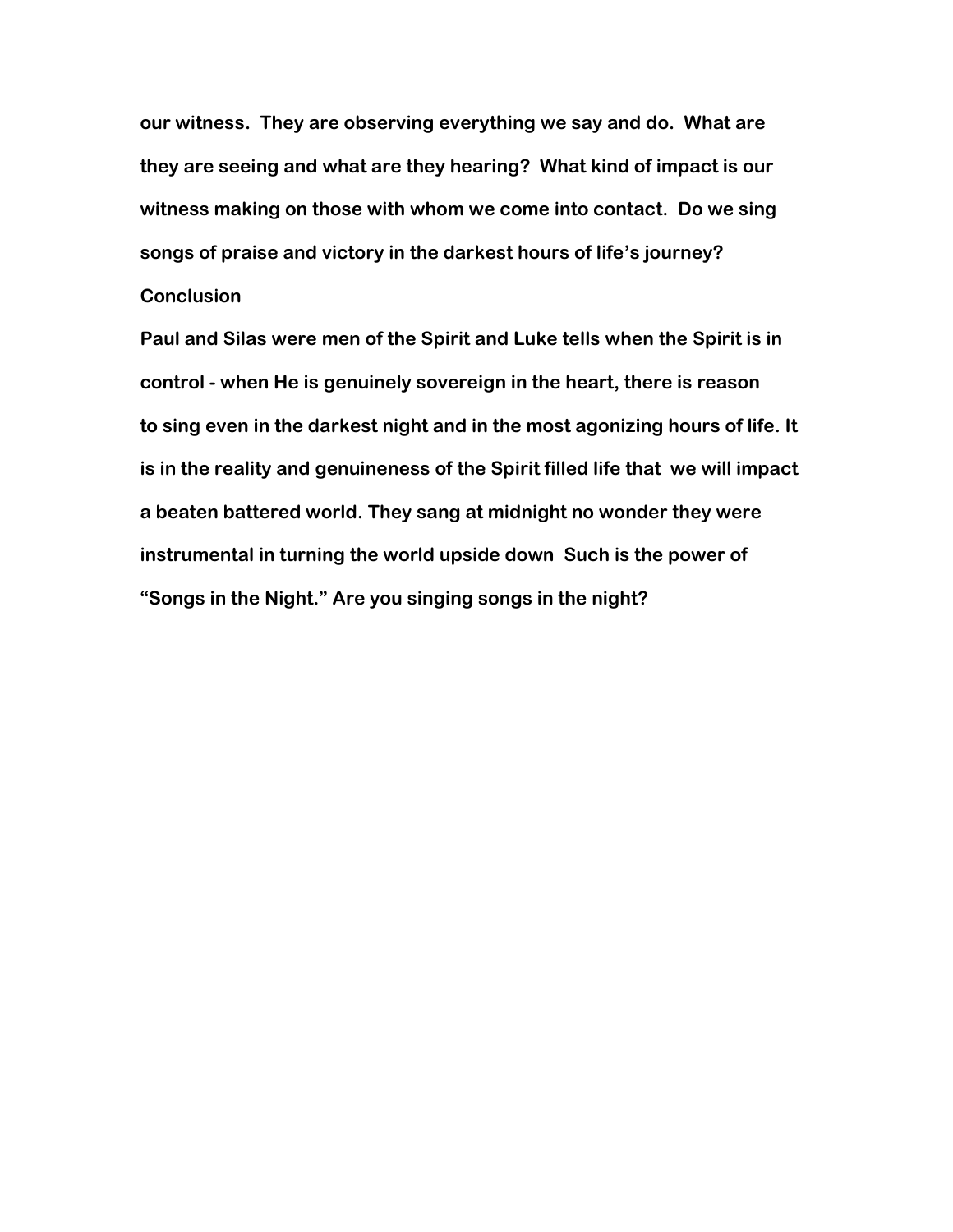our witness. They are observing everything we say and do. What are they are seeing and what are they hearing? What kind of impact is our witness making on those with whom we come into contact. Do we sing songs of praise and victory in the darkest hours of life's journey?

## Conclusion

Paul and Silas were men of the Spirit and Luke tells when the Spirit is in control - when He is genuinely sovereign in the heart, there is reason to sing even in the darkest night and in the most agonizing hours of life. It is in the reality and genuineness of the Spirit filled life that we will impact a beaten battered world. They sang at midnight no wonder they were instrumental in turning the world upside down Such is the power of "Songs in the Night." Are you singing songs in the night?